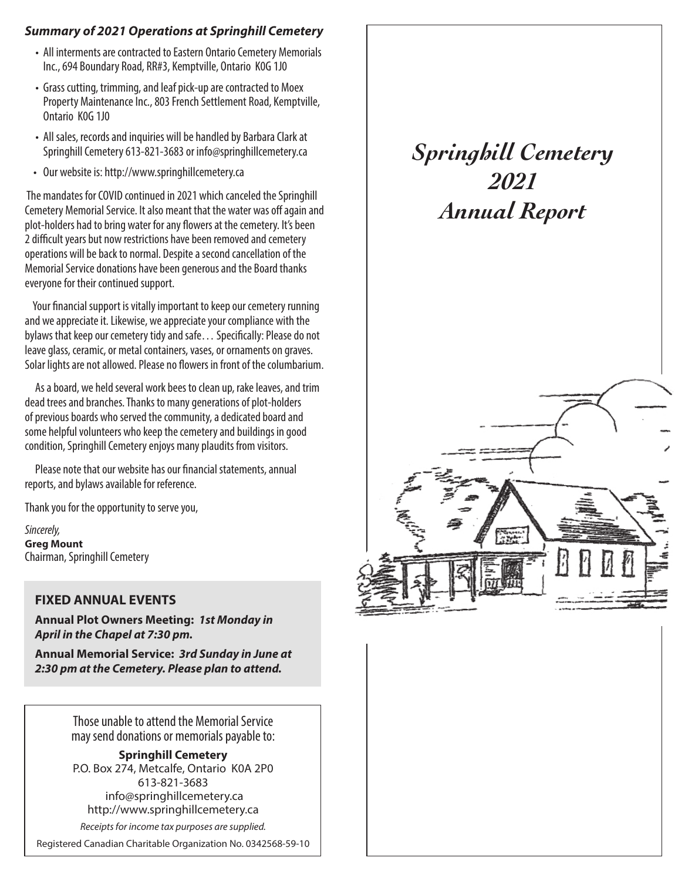***Summary of 2021 Operations at Springhill Cemetery***

- All interments are contracted to Eastern Ontario Cemetery Memorials Inc., 694 Boundary Road, RR#3, Kemptville, Ontario K0G 1J0
- Grass cutting, trimming, and leaf pick-up are contracted to Moex Property Maintenance Inc., 803 French Settlement Road, Kemptville, Ontario K0G 1J0
- All sales, records and inquiries will be handled by Barbara Clark at Springhill Cemetery 613-821-3683 or info@springhillcemetery.ca
- Our website is: http://www.springhillcemetery.ca

The mandates for COVID continued in 2021 which canceled the Springhill Cemetery Memorial Service. It also meant that the water was off again and plot-holders had to bring water for any flowers at the cemetery. It's been 2 difficult years but now restrictions have been removed and cemetery operations will be back to normal. Despite a second cancellation of the Memorial Service donations have been generous and the Board thanks everyone for their continued support.

Your financial support is vitally important to keep our cemetery running and we appreciate it. Likewise, we appreciate your compliance with the bylaws that keep our cemetery tidy and safe… Specifically: Please do not leave glass, ceramic, or metal containers, vases, or ornaments on graves. Solar lights are not allowed. Please no flowers in front of the columbarium.

As a board, we held several work bees to clean up, rake leaves, and trim dead trees and branches. Thanks to many generations of plot-holders of previous boards who served the community, a dedicated board and some helpful volunteers who keep the cemetery and buildings in good condition, Springhill Cemetery enjoys many plaudits from visitors.

Please note that our website has our financial statements, annual reports, and bylaws available for reference.

Thank you for the opportunity to serve you,

*Sincerely,*
**Greg Mount**
Chairman, Springhill Cemetery

## FIXED ANNUAL EVENTS

**Annual Plot Owners Meeting:** ***1st Monday in April in the Chapel at 7:30 pm.***

**Annual Memorial Service:** ***3rd Sunday in June at 2:30 pm at the Cemetery. Please plan to attend.***

Those unable to attend the Memorial Service may send donations or memorials payable to:

**Springhill Cemetery**
P.O. Box 274, Metcalfe, Ontario K0A 2P0
613-821-3683
info@springhillcemetery.ca
http://www.springhillcemetery.ca

*Receipts for income tax purposes are supplied.*

Registered Canadian Charitable Organization No. 0342568-59-10

# *Springhill Cemetery 2021 Annual Report*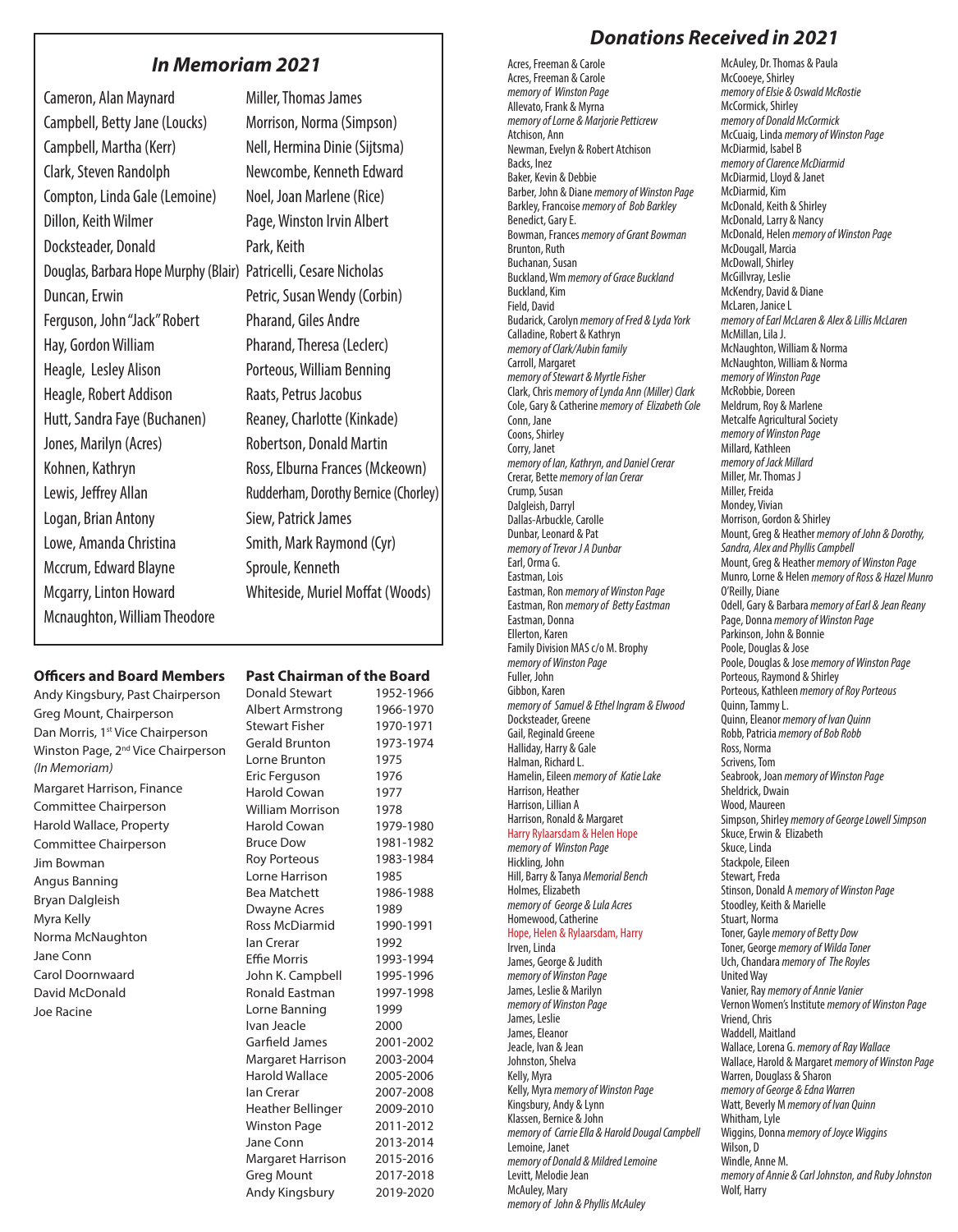## In Memoriam 2021

Cameron, Alan Maynard
Campbell, Betty Jane (Loucks)
Campbell, Martha (Kerr)
Clark, Steven Randolph
Compton, Linda Gale (Lemoine)
Dillon, Keith Wilmer
Docksteader, Donald
Douglas, Barbara Hope Murphy (Blair)
Duncan, Erwin
Ferguson, John "Jack" Robert
Hay, Gordon William
Heagle, Lesley Alison
Heagle, Robert Addison
Hutt, Sandra Faye (Buchanen)
Jones, Marilyn (Acres)
Kohnen, Kathryn
Lewis, Jeffrey Allan
Logan, Brian Antony
Lowe, Amanda Christina
Mccrum, Edward Blayne
Mcgarry, Linton Howard
Mcnaughton, William Theodore
Miller, Thomas James
Morrison, Norma (Simpson)
Nell, Hermina Dinie (Sijtsma)
Newcombe, Kenneth Edward
Noel, Joan Marlene (Rice)
Page, Winston Irvin Albert
Park, Keith
Patricelli, Cesare Nicholas
Petric, Susan Wendy (Corbin)
Pharand, Giles Andre
Pharand, Theresa (Leclerc)
Porteous, William Benning
Raats, Petrus Jacobus
Reaney, Charlotte (Kinkade)
Robertson, Donald Martin
Ross, Elburna Frances (Mckeown)
Rudderham, Dorothy Bernice (Chorley)
Siew, Patrick James
Smith, Mark Raymond (Cyr)
Sproule, Kenneth
Whiteside, Muriel Moffat (Woods)

### Officers and Board Members

Andy Kingsbury, Past Chairperson
Greg Mount, Chairperson
Dan Morris, 1st Vice Chairperson
Winston Page, 2nd Vice Chairperson *(In Memoriam)*
Margaret Harrison, Finance Committee Chairperson
Harold Wallace, Property Committee Chairperson
Jim Bowman
Angus Banning
Bryan Dalgleish
Myra Kelly
Norma McNaughton
Jane Conn
Carol Doornwaard
David McDonald
Joe Racine

### Past Chairman of the Board

| | |
|---|---|
| Donald Stewart | 1952-1966 |
| Albert Armstrong | 1966-1970 |
| Stewart Fisher | 1970-1971 |
| Gerald Brunton | 1973-1974 |
| Lorne Brunton | 1975 |
| Eric Ferguson | 1976 |
| Harold Cowan | 1977 |
| William Morrison | 1978 |
| Harold Cowan | 1979-1980 |
| Bruce Dow | 1981-1982 |
| Roy Porteous | 1983-1984 |
| Lorne Harrison | 1985 |
| Bea Matchett | 1986-1988 |
| Dwayne Acres | 1989 |
| Ross McDiarmid | 1990-1991 |
| Ian Crerar | 1992 |
| Effie Morris | 1993-1994 |
| John K. Campbell | 1995-1996 |
| Ronald Eastman | 1997-1998 |
| Lorne Banning | 1999 |
| Ivan Jeacle | 2000 |
| Garfield James | 2001-2002 |
| Margaret Harrison | 2003-2004 |
| Harold Wallace | 2005-2006 |
| Ian Crerar | 2007-2008 |
| Heather Bellinger | 2009-2010 |
| Winston Page | 2011-2012 |
| Jane Conn | 2013-2014 |
| Margaret Harrison | 2015-2016 |
| Greg Mount | 2017-2018 |
| Andy Kingsbury | 2019-2020 |

## Donations Received in 2021

Acres, Freeman & Carole
Acres, Freeman & Carole
*memory of Winston Page*
Allevato, Frank & Myrna
*memory of Lorne & Marjorie Petticrew*
Atchison, Ann
Newman, Evelyn & Robert Atchison
Backs, Inez
Baker, Kevin & Debbie
Barber, John & Diane *memory of Winston Page*
Barkley, Francoise *memory of Bob Barkley*
Benedict, Gary E.
Bowman, Frances *memory of Grant Bowman*
Brunton, Ruth
Buchanan, Susan
Buckland, Wm *memory of Grace Buckland*
Buckland, Kim
Field, David
Budarick, Carolyn *memory of Fred & Lyda York*
Calladine, Robert & Kathryn
*memory of Clark/Aubin family*
Carroll, Margaret
*memory of Stewart & Myrtle Fisher*
Clark, Chris *memory of Lynda Ann (Miller) Clark*
Cole, Gary & Catherine *memory of Elizabeth Cole*
Conn, Jane
Coons, Shirley
Corry, Janet
*memory of Ian, Kathryn, and Daniel Crerar*
Crerar, Bette *memory of Ian Crerar*
Crump, Susan
Dalgleish, Darryl
Dallas-Arbuckle, Carolle
Dunbar, Leonard & Pat
*memory of Trevor J A Dunbar*
Earl, Orma G.
Eastman, Lois
Eastman, Ron *memory of Winston Page*
Eastman, Ron *memory of Betty Eastman*
Eastman, Donna
Ellerton, Karen
Family Division MAS c/o M. Brophy
*memory of Winston Page*
Fuller, John
Gibbon, Karen
*memory of Samuel & Ethel Ingram & Elwood*
Docksteader, Greene
Gail, Reginald Greene
Halliday, Harry & Gale
Halman, Richard L.
Hamelin, Eileen *memory of Katie Lake*
Harrison, Heather
Harrison, Lillian A
Harrison, Ronald & Margaret
Harry Rylaarsdam & Helen Hope
*memory of Winston Page*
Hickling, John
Hill, Barry & Tanya *Memorial Bench*
Holmes, Elizabeth
*memory of George & Lula Acres*
Homewood, Catherine
Hope, Helen & Rylaarsdam, Harry
Irven, Linda
James, George & Judith
*memory of Winston Page*
James, Leslie & Marilyn
*memory of Winston Page*
James, Leslie
James, Eleanor
Jeacle, Ivan & Jean
Johnston, Shelva
Kelly, Myra
Kelly, Myra *memory of Winston Page*
Kingsbury, Andy & Lynn
Klassen, Bernice & John
*memory of Carrie Ella & Harold Dougal Campbell*
Lemoine, Janet
*memory of Donald & Mildred Lemoine*
Levitt, Melodie Jean
McAuley, Mary
*memory of John & Phyllis McAuley*
McAuley, Dr. Thomas & Paula
McCooeye, Shirley
*memory of Elsie & Oswald McRostie*
McCormick, Shirley
*memory of Donald McCormick*
McCuaig, Linda *memory of Winston Page*
McDiarmid, Isabel B
*memory of Clarence McDiarmid*
McDiarmid, Lloyd & Janet
McDiarmid, Kim
McDonald, Keith & Shirley
McDonald, Larry & Nancy
McDonald, Helen *memory of Winston Page*
McDougall, Marcia
McDowall, Shirley
McGillvray, Leslie
McKendry, David & Diane
McLaren, Janice L
*memory of Earl McLaren & Alex & Lillis McLaren*
McMillan, Lila J.
McNaughton, William & Norma
McNaughton, William & Norma
*memory of Winston Page*
McRobbie, Doreen
Meldrum, Roy & Marlene
Metcalfe Agricultural Society
*memory of Winston Page*
Millard, Kathleen
*memory of Jack Millard*
Miller, Mr. Thomas J
Miller, Freida
Mondey, Vivian
Morrison, Gordon & Shirley
Mount, Greg & Heather *memory of John & Dorothy, Sandra, Alex and Phyllis Campbell*
Mount, Greg & Heather *memory of Winston Page*
Munro, Lorne & Helen *memory of Ross & Hazel Munro*
O'Reilly, Diane
Odell, Gary & Barbara *memory of Earl & Jean Reany*
Page, Donna *memory of Winston Page*
Parkinson, John & Bonnie
Poole, Douglas & Jose
Poole, Douglas & Jose *memory of Winston Page*
Porteous, Raymond & Shirley
Porteous, Kathleen *memory of Roy Porteous*
Quinn, Tammy L.
Quinn, Eleanor *memory of Ivan Quinn*
Robb, Patricia *memory of Bob Robb*
Ross, Norma
Scrivens, Tom
Seabrook, Joan *memory of Winston Page*
Sheldrick, Dwain
Wood, Maureen
Simpson, Shirley *memory of George Lowell Simpson*
Skuce, Erwin & Elizabeth
Skuce, Linda
Stackpole, Eileen
Stewart, Freda
Stinson, Donald A *memory of Winston Page*
Stoodley, Keith & Marielle
Stuart, Norma
Toner, Gayle *memory of Betty Dow*
Toner, George *memory of Wilda Toner*
Uch, Chandara *memory of The Royles*
United Way
Vanier, Ray *memory of Annie Vanier*
Vernon Women's Institute *memory of Winston Page*
Vriend, Chris
Waddell, Maitland
Wallace, Lorena G. *memory of Ray Wallace*
Wallace, Harold & Margaret *memory of Winston Page*
Warren, Douglass & Sharon
*memory of George & Edna Warren*
Watt, Beverly M *memory of Ivan Quinn*
Whitham, Lyle
Wiggins, Donna *memory of Joyce Wiggins*
Wilson, D
Windle, Anne M.
*memory of Annie & Carl Johnston, and Ruby Johnston*
Wolf, Harry